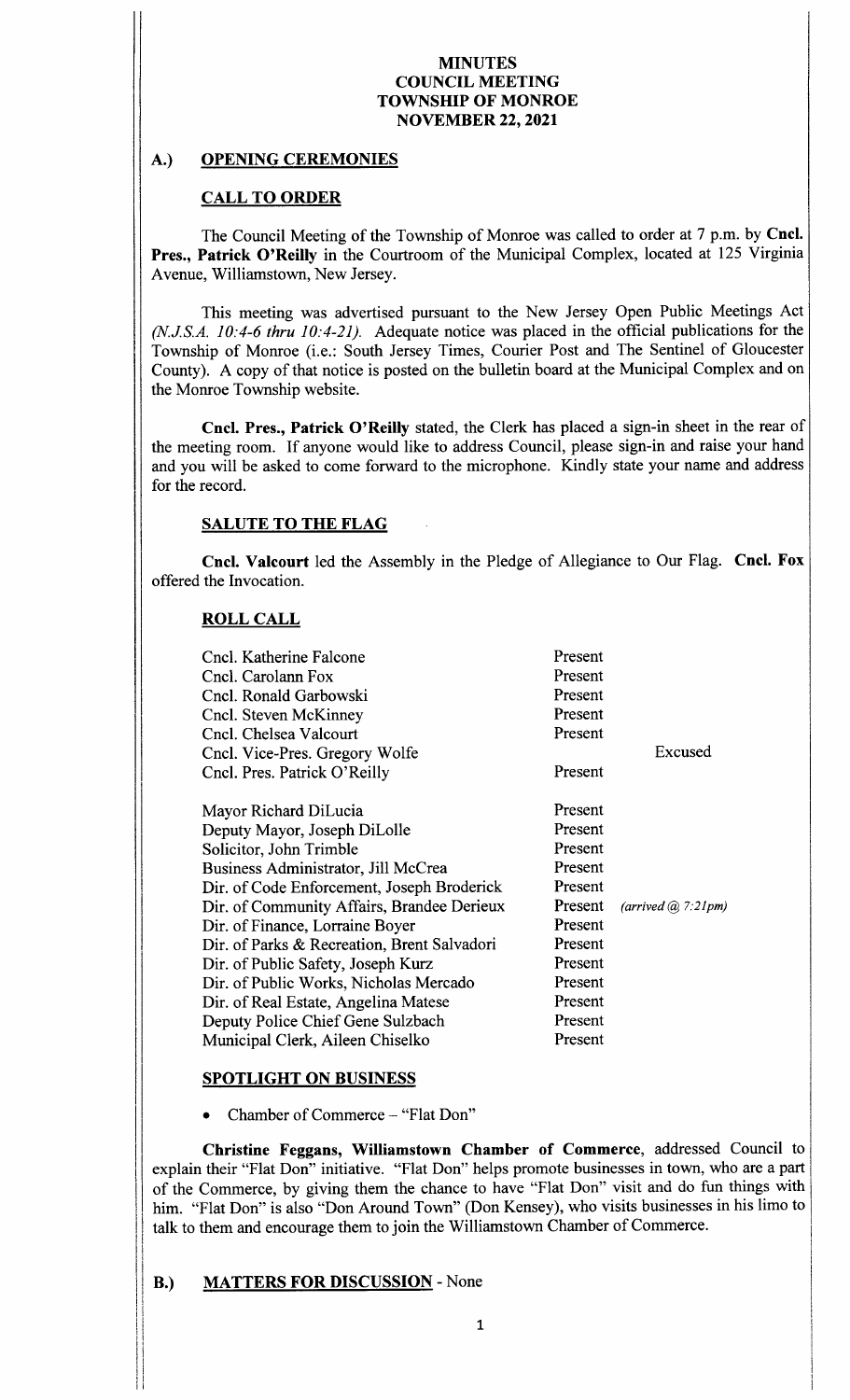# MINUTES
# COUNCIL MEETING
# TOWNSHIP OF MONROE
# NOVEMBER 22, 2021

## A.) OPENING CEREMONIES

### CALL TO ORDER

The Council Meeting of the Township of Monroe was called to order at 7 p.m. by **Cncl. Pres., Patrick O'Reilly** in the Courtroom of the Municipal Complex, located at 125 Virginia Avenue, Williamstown, New Jersey.

This meeting was advertised pursuant to the New Jersey Open Public Meetings Act *(N.J.S.A. 10:4-6 thru 10:4-21)*. Adequate notice was placed in the official publications for the Township of Monroe (i.e.: South Jersey Times, Courier Post and The Sentinel of Gloucester County). A copy of that notice is posted on the bulletin board at the Municipal Complex and on the Monroe Township website.

**Cncl. Pres., Patrick O'Reilly** stated, the Clerk has placed a sign-in sheet in the rear of the meeting room. If anyone would like to address Council, please sign-in and raise your hand and you will be asked to come forward to the microphone. Kindly state your name and address for the record.

### SALUTE TO THE FLAG

**Cncl. Valcourt** led the Assembly in the Pledge of Allegiance to Our Flag. **Cncl. Fox** offered the Invocation.

### ROLL CALL

| | | |
|---|---|---|
| Cncl. Katherine Falcone | Present | |
| Cncl. Carolann Fox | Present | |
| Cncl. Ronald Garbowski | Present | |
| Cncl. Steven McKinney | Present | |
| Cncl. Chelsea Valcourt | Present | |
| Cncl. Vice-Pres. Gregory Wolfe | | Excused |
| Cncl. Pres. Patrick O'Reilly | Present | |
| | | |
| Mayor Richard DiLucia | Present | |
| Deputy Mayor, Joseph DiLolle | Present | |
| Solicitor, John Trimble | Present | |
| Business Administrator, Jill McCrea | Present | |
| Dir. of Code Enforcement, Joseph Broderick | Present | |
| Dir. of Community Affairs, Brandee Derieux | Present | *(arrived @ 7:21pm)* |
| Dir. of Finance, Lorraine Boyer | Present | |
| Dir. of Parks & Recreation, Brent Salvadori | Present | |
| Dir. of Public Safety, Joseph Kurz | Present | |
| Dir. of Public Works, Nicholas Mercado | Present | |
| Dir. of Real Estate, Angelina Matese | Present | |
| Deputy Police Chief Gene Sulzbach | Present | |
| Municipal Clerk, Aileen Chiselko | Present | |

### SPOTLIGHT ON BUSINESS

- Chamber of Commerce – "Flat Don"

**Christine Feggans, Williamstown Chamber of Commerce**, addressed Council to explain their "Flat Don" initiative. "Flat Don" helps promote businesses in town, who are a part of the Commerce, by giving them the chance to have "Flat Don" visit and do fun things with him. "Flat Don" is also "Don Around Town" (Don Kensey), who visits businesses in his limo to talk to them and encourage them to join the Williamstown Chamber of Commerce.

## B.) MATTERS FOR DISCUSSION - None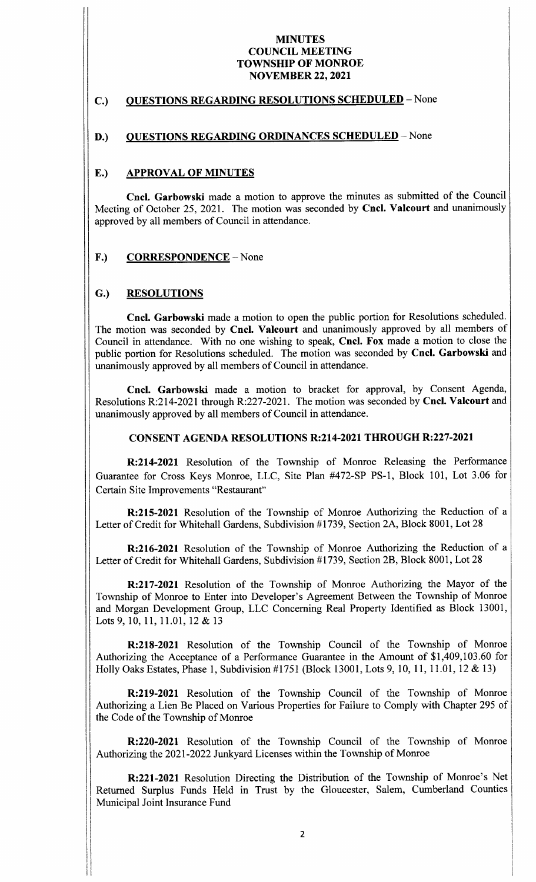# MINUTES
# COUNCIL MEETING
# TOWNSHIP OF MONROE
# NOVEMBER 22, 2021

## C.) QUESTIONS REGARDING RESOLUTIONS SCHEDULED – None

## D.) QUESTIONS REGARDING ORDINANCES SCHEDULED – None

## E.) APPROVAL OF MINUTES

**Cncl. Garbowski** made a motion to approve the minutes as submitted of the Council Meeting of October 25, 2021. The motion was seconded by **Cncl. Valcourt** and unanimously approved by all members of Council in attendance.

## F.) CORRESPONDENCE – None

## G.) RESOLUTIONS

**Cncl. Garbowski** made a motion to open the public portion for Resolutions scheduled. The motion was seconded by **Cncl. Valcourt** and unanimously approved by all members of Council in attendance. With no one wishing to speak, **Cncl. Fox** made a motion to close the public portion for Resolutions scheduled. The motion was seconded by **Cncl. Garbowski** and unanimously approved by all members of Council in attendance.

**Cncl. Garbowski** made a motion to bracket for approval, by Consent Agenda, Resolutions R:214-2021 through R:227-2021. The motion was seconded by **Cncl. Valcourt** and unanimously approved by all members of Council in attendance.

### CONSENT AGENDA RESOLUTIONS R:214-2021 THROUGH R:227-2021

**R:214-2021** Resolution of the Township of Monroe Releasing the Performance Guarantee for Cross Keys Monroe, LLC, Site Plan #472-SP PS-1, Block 101, Lot 3.06 for Certain Site Improvements "Restaurant"

**R:215-2021** Resolution of the Township of Monroe Authorizing the Reduction of a Letter of Credit for Whitehall Gardens, Subdivision #1739, Section 2A, Block 8001, Lot 28

**R:216-2021** Resolution of the Township of Monroe Authorizing the Reduction of a Letter of Credit for Whitehall Gardens, Subdivision #1739, Section 2B, Block 8001, Lot 28

**R:217-2021** Resolution of the Township of Monroe Authorizing the Mayor of the Township of Monroe to Enter into Developer's Agreement Between the Township of Monroe and Morgan Development Group, LLC Concerning Real Property Identified as Block 13001, Lots 9, 10, 11, 11.01, 12 & 13

**R:218-2021** Resolution of the Township Council of the Township of Monroe Authorizing the Acceptance of a Performance Guarantee in the Amount of $1,409,103.60 for Holly Oaks Estates, Phase 1, Subdivision #1751 (Block 13001, Lots 9, 10, 11, 11.01, 12 & 13)

**R:219-2021** Resolution of the Township Council of the Township of Monroe Authorizing a Lien Be Placed on Various Properties for Failure to Comply with Chapter 295 of the Code of the Township of Monroe

**R:220-2021** Resolution of the Township Council of the Township of Monroe Authorizing the 2021-2022 Junkyard Licenses within the Township of Monroe

**R:221-2021** Resolution Directing the Distribution of the Township of Monroe's Net Returned Surplus Funds Held in Trust by the Gloucester, Salem, Cumberland Counties Municipal Joint Insurance Fund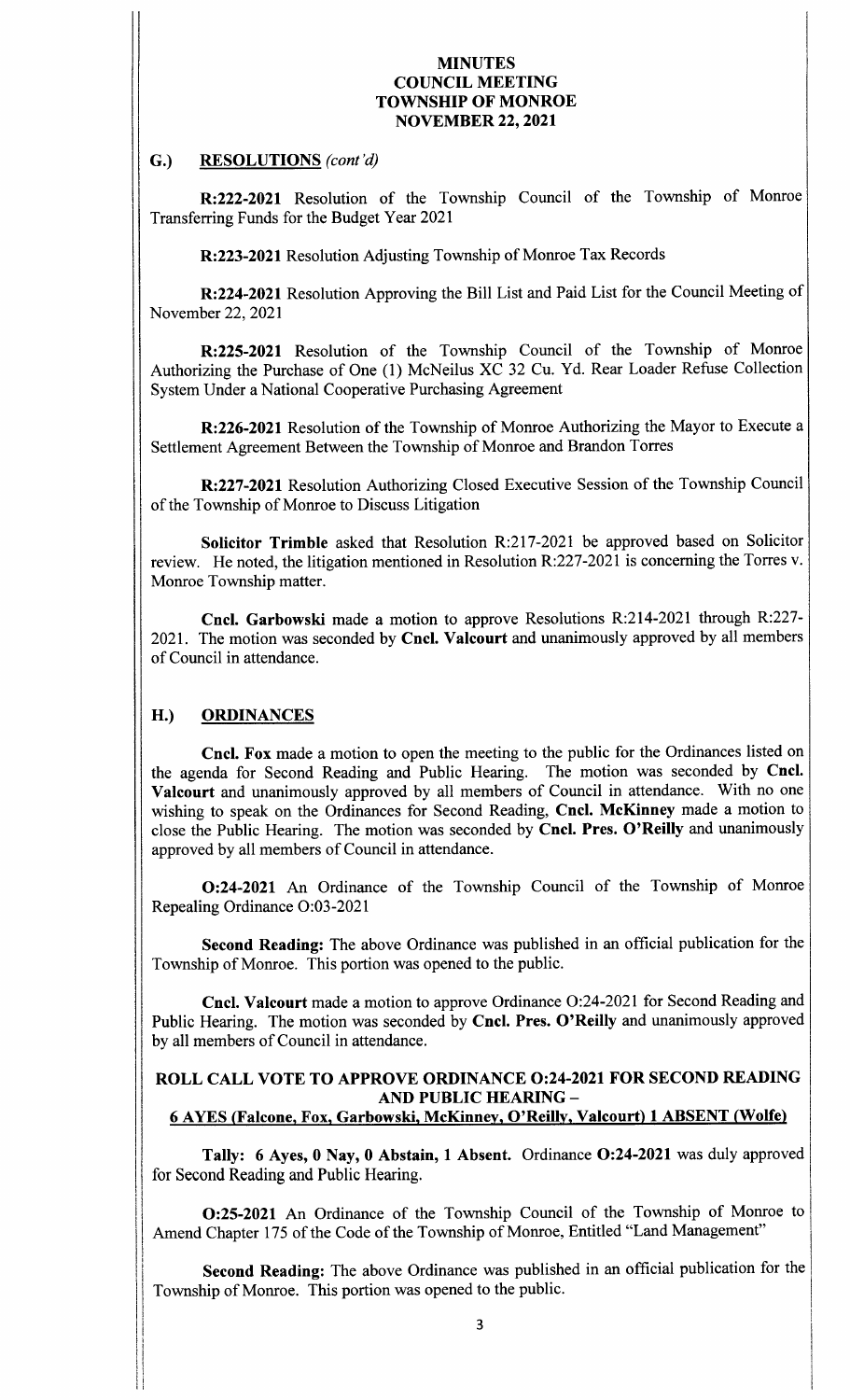# MINUTES
# COUNCIL MEETING
# TOWNSHIP OF MONROE
# NOVEMBER 22, 2021

## G.) RESOLUTIONS *(cont'd)*

**R:222-2021** Resolution of the Township Council of the Township of Monroe Transferring Funds for the Budget Year 2021

**R:223-2021** Resolution Adjusting Township of Monroe Tax Records

**R:224-2021** Resolution Approving the Bill List and Paid List for the Council Meeting of November 22, 2021

**R:225-2021** Resolution of the Township Council of the Township of Monroe Authorizing the Purchase of One (1) McNeilus XC 32 Cu. Yd. Rear Loader Refuse Collection System Under a National Cooperative Purchasing Agreement

**R:226-2021** Resolution of the Township of Monroe Authorizing the Mayor to Execute a Settlement Agreement Between the Township of Monroe and Brandon Torres

**R:227-2021** Resolution Authorizing Closed Executive Session of the Township Council of the Township of Monroe to Discuss Litigation

**Solicitor Trimble** asked that Resolution R:217-2021 be approved based on Solicitor review. He noted, the litigation mentioned in Resolution R:227-2021 is concerning the Torres v. Monroe Township matter.

**Cncl. Garbowski** made a motion to approve Resolutions R:214-2021 through R:227-2021. The motion was seconded by **Cncl. Valcourt** and unanimously approved by all members of Council in attendance.

## H.) ORDINANCES

**Cncl. Fox** made a motion to open the meeting to the public for the Ordinances listed on the agenda for Second Reading and Public Hearing. The motion was seconded by **Cncl. Valcourt** and unanimously approved by all members of Council in attendance. With no one wishing to speak on the Ordinances for Second Reading, **Cncl. McKinney** made a motion to close the Public Hearing. The motion was seconded by **Cncl. Pres. O'Reilly** and unanimously approved by all members of Council in attendance.

**O:24-2021** An Ordinance of the Township Council of the Township of Monroe Repealing Ordinance O:03-2021

**Second Reading:** The above Ordinance was published in an official publication for the Township of Monroe. This portion was opened to the public.

**Cncl. Valcourt** made a motion to approve Ordinance O:24-2021 for Second Reading and Public Hearing. The motion was seconded by **Cncl. Pres. O'Reilly** and unanimously approved by all members of Council in attendance.

**ROLL CALL VOTE TO APPROVE ORDINANCE O:24-2021 FOR SECOND READING AND PUBLIC HEARING –**
**6 AYES (Falcone, Fox, Garbowski, McKinney, O'Reilly, Valcourt) 1 ABSENT (Wolfe)**

**Tally: 6 Ayes, 0 Nay, 0 Abstain, 1 Absent.** Ordinance **O:24-2021** was duly approved for Second Reading and Public Hearing.

**O:25-2021** An Ordinance of the Township Council of the Township of Monroe to Amend Chapter 175 of the Code of the Township of Monroe, Entitled "Land Management"

**Second Reading:** The above Ordinance was published in an official publication for the Township of Monroe. This portion was opened to the public.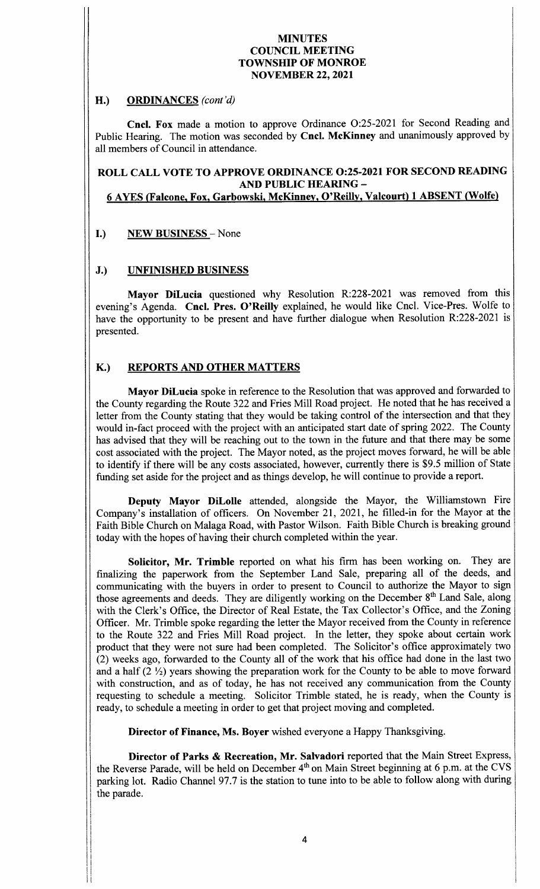# MINUTES
# COUNCIL MEETING
# TOWNSHIP OF MONROE
# NOVEMBER 22, 2021

## H.) ORDINANCES *(cont'd)*

**Cncl. Fox** made a motion to approve Ordinance O:25-2021 for Second Reading and Public Hearing. The motion was seconded by **Cncl. McKinney** and unanimously approved by all members of Council in attendance.

**ROLL CALL VOTE TO APPROVE ORDINANCE O:25-2021 FOR SECOND READING AND PUBLIC HEARING –**
**6 AYES (Falcone, Fox, Garbowski, McKinney, O'Reilly, Valcourt) 1 ABSENT (Wolfe)**

## I.) NEW BUSINESS – None

## J.) UNFINISHED BUSINESS

**Mayor DiLucia** questioned why Resolution R:228-2021 was removed from this evening's Agenda. **Cncl. Pres. O'Reilly** explained, he would like Cncl. Vice-Pres. Wolfe to have the opportunity to be present and have further dialogue when Resolution R:228-2021 is presented.

## K.) REPORTS AND OTHER MATTERS

**Mayor DiLucia** spoke in reference to the Resolution that was approved and forwarded to the County regarding the Route 322 and Fries Mill Road project. He noted that he has received a letter from the County stating that they would be taking control of the intersection and that they would in-fact proceed with the project with an anticipated start date of spring 2022. The County has advised that they will be reaching out to the town in the future and that there may be some cost associated with the project. The Mayor noted, as the project moves forward, he will be able to identify if there will be any costs associated, however, currently there is $9.5 million of State funding set aside for the project and as things develop, he will continue to provide a report.

**Deputy Mayor DiLolle** attended, alongside the Mayor, the Williamstown Fire Company's installation of officers. On November 21, 2021, he filled-in for the Mayor at the Faith Bible Church on Malaga Road, with Pastor Wilson. Faith Bible Church is breaking ground today with the hopes of having their church completed within the year.

**Solicitor, Mr. Trimble** reported on what his firm has been working on. They are finalizing the paperwork from the September Land Sale, preparing all of the deeds, and communicating with the buyers in order to present to Council to authorize the Mayor to sign those agreements and deeds. They are diligently working on the December 8th Land Sale, along with the Clerk's Office, the Director of Real Estate, the Tax Collector's Office, and the Zoning Officer. Mr. Trimble spoke regarding the letter the Mayor received from the County in reference to the Route 322 and Fries Mill Road project. In the letter, they spoke about certain work product that they were not sure had been completed. The Solicitor's office approximately two (2) weeks ago, forwarded to the County all of the work that his office had done in the last two and a half (2 ½) years showing the preparation work for the County to be able to move forward with construction, and as of today, he has not received any communication from the County requesting to schedule a meeting. Solicitor Trimble stated, he is ready, when the County is ready, to schedule a meeting in order to get that project moving and completed.

**Director of Finance, Ms. Boyer** wished everyone a Happy Thanksgiving.

**Director of Parks & Recreation, Mr. Salvadori** reported that the Main Street Express, the Reverse Parade, will be held on December 4th on Main Street beginning at 6 p.m. at the CVS parking lot. Radio Channel 97.7 is the station to tune into to be able to follow along with during the parade.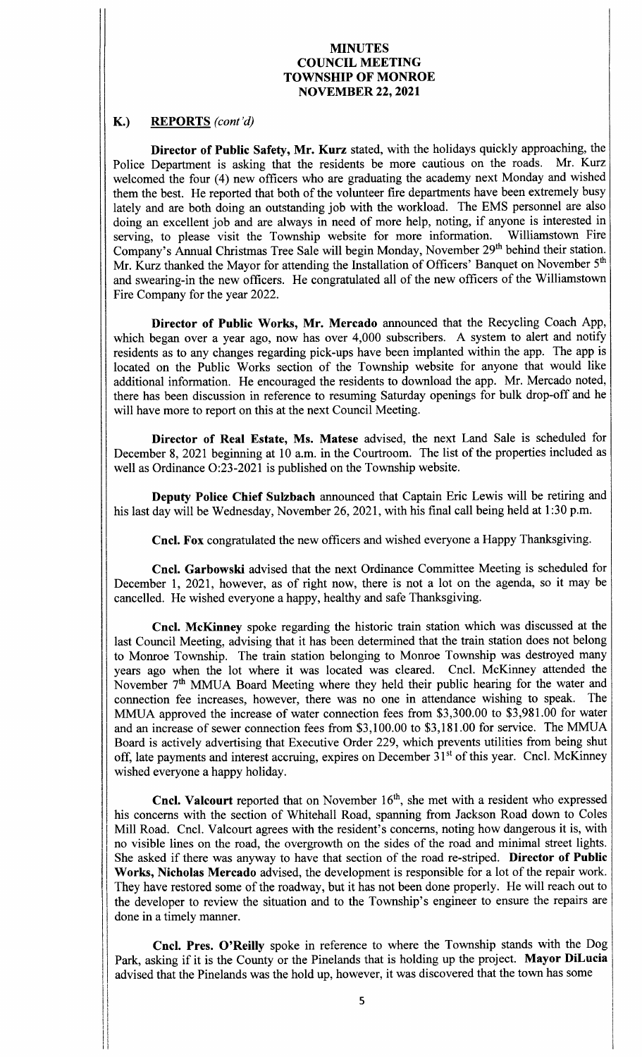# MINUTES
# COUNCIL MEETING
# TOWNSHIP OF MONROE
# NOVEMBER 22, 2021

## K.) REPORTS *(cont'd)*

**Director of Public Safety, Mr. Kurz** stated, with the holidays quickly approaching, the Police Department is asking that the residents be more cautious on the roads. Mr. Kurz welcomed the four (4) new officers who are graduating the academy next Monday and wished them the best. He reported that both of the volunteer fire departments have been extremely busy lately and are both doing an outstanding job with the workload. The EMS personnel are also doing an excellent job and are always in need of more help, noting, if anyone is interested in serving, to please visit the Township website for more information. Williamstown Fire Company's Annual Christmas Tree Sale will begin Monday, November 29th behind their station. Mr. Kurz thanked the Mayor for attending the Installation of Officers' Banquet on November 5th and swearing-in the new officers. He congratulated all of the new officers of the Williamstown Fire Company for the year 2022.

**Director of Public Works, Mr. Mercado** announced that the Recycling Coach App, which began over a year ago, now has over 4,000 subscribers. A system to alert and notify residents as to any changes regarding pick-ups have been implanted within the app. The app is located on the Public Works section of the Township website for anyone that would like additional information. He encouraged the residents to download the app. Mr. Mercado noted, there has been discussion in reference to resuming Saturday openings for bulk drop-off and he will have more to report on this at the next Council Meeting.

**Director of Real Estate, Ms. Matese** advised, the next Land Sale is scheduled for December 8, 2021 beginning at 10 a.m. in the Courtroom. The list of the properties included as well as Ordinance O:23-2021 is published on the Township website.

**Deputy Police Chief Sulzbach** announced that Captain Eric Lewis will be retiring and his last day will be Wednesday, November 26, 2021, with his final call being held at 1:30 p.m.

**Cncl. Fox** congratulated the new officers and wished everyone a Happy Thanksgiving.

**Cncl. Garbowski** advised that the next Ordinance Committee Meeting is scheduled for December 1, 2021, however, as of right now, there is not a lot on the agenda, so it may be cancelled. He wished everyone a happy, healthy and safe Thanksgiving.

**Cncl. McKinney** spoke regarding the historic train station which was discussed at the last Council Meeting, advising that it has been determined that the train station does not belong to Monroe Township. The train station belonging to Monroe Township was destroyed many years ago when the lot where it was located was cleared. Cncl. McKinney attended the November 7th MMUA Board Meeting where they held their public hearing for the water and connection fee increases, however, there was no one in attendance wishing to speak. The MMUA approved the increase of water connection fees from $3,300.00 to $3,981.00 for water and an increase of sewer connection fees from $3,100.00 to $3,181.00 for service. The MMUA Board is actively advertising that Executive Order 229, which prevents utilities from being shut off, late payments and interest accruing, expires on December 31st of this year. Cncl. McKinney wished everyone a happy holiday.

**Cncl. Valcourt** reported that on November 16th, she met with a resident who expressed his concerns with the section of Whitehall Road, spanning from Jackson Road down to Coles Mill Road. Cncl. Valcourt agrees with the resident's concerns, noting how dangerous it is, with no visible lines on the road, the overgrowth on the sides of the road and minimal street lights. She asked if there was anyway to have that section of the road re-striped. **Director of Public Works, Nicholas Mercado** advised, the development is responsible for a lot of the repair work. They have restored some of the roadway, but it has not been done properly. He will reach out to the developer to review the situation and to the Township's engineer to ensure the repairs are done in a timely manner.

**Cncl. Pres. O'Reilly** spoke in reference to where the Township stands with the Dog Park, asking if it is the County or the Pinelands that is holding up the project. **Mayor DiLucia** advised that the Pinelands was the hold up, however, it was discovered that the town has some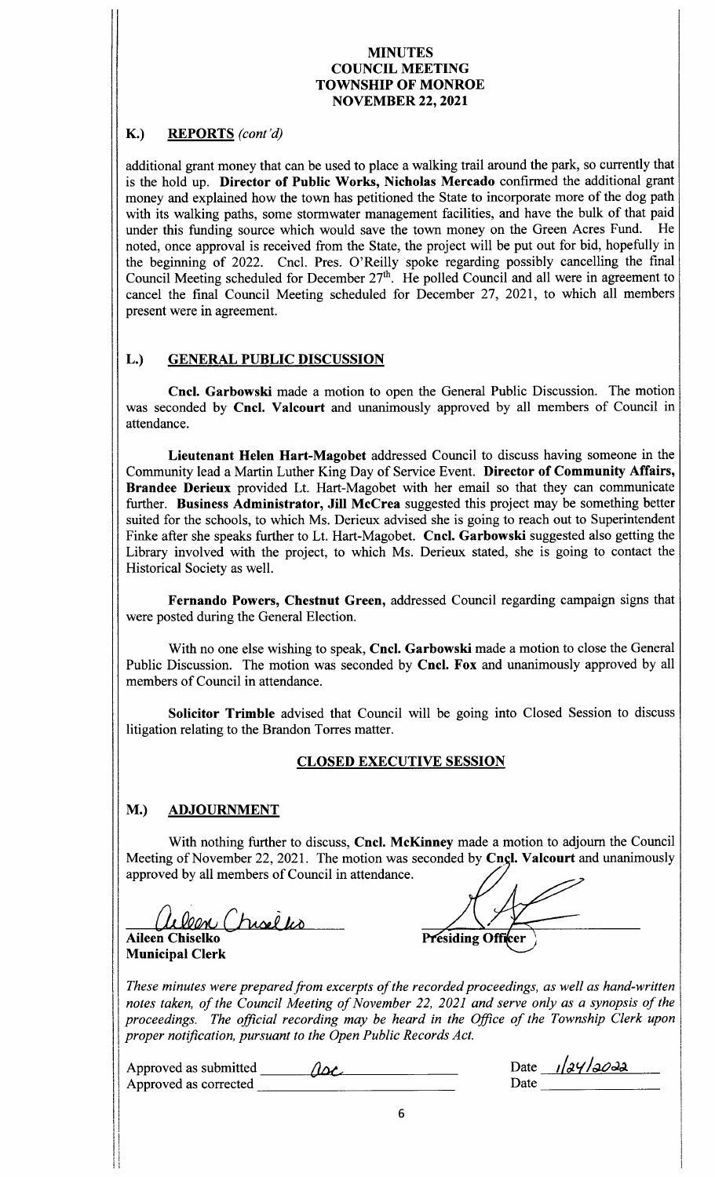# MINUTES
# COUNCIL MEETING
# TOWNSHIP OF MONROE
# NOVEMBER 22, 2021

## K.) REPORTS *(cont'd)*

additional grant money that can be used to place a walking trail around the park, so currently that is the hold up. **Director of Public Works, Nicholas Mercado** confirmed the additional grant money and explained how the town has petitioned the State to incorporate more of the dog path with its walking paths, some stormwater management facilities, and have the bulk of that paid under this funding source which would save the town money on the Green Acres Fund. He noted, once approval is received from the State, the project will be put out for bid, hopefully in the beginning of 2022. Cncl. Pres. O'Reilly spoke regarding possibly cancelling the final Council Meeting scheduled for December 27th. He polled Council and all were in agreement to cancel the final Council Meeting scheduled for December 27, 2021, to which all members present were in agreement.

## L.) GENERAL PUBLIC DISCUSSION

**Cncl. Garbowski** made a motion to open the General Public Discussion. The motion was seconded by **Cncl. Valcourt** and unanimously approved by all members of Council in attendance.

**Lieutenant Helen Hart-Magobet** addressed Council to discuss having someone in the Community lead a Martin Luther King Day of Service Event. **Director of Community Affairs, Brandee Derieux** provided Lt. Hart-Magobet with her email so that they can communicate further. **Business Administrator, Jill McCrea** suggested this project may be something better suited for the schools, to which Ms. Derieux advised she is going to reach out to Superintendent Finke after she speaks further to Lt. Hart-Magobet. **Cncl. Garbowski** suggested also getting the Library involved with the project, to which Ms. Derieux stated, she is going to contact the Historical Society as well.

**Fernando Powers, Chestnut Green,** addressed Council regarding campaign signs that were posted during the General Election.

With no one else wishing to speak, **Cncl. Garbowski** made a motion to close the General Public Discussion. The motion was seconded by **Cncl. Fox** and unanimously approved by all members of Council in attendance.

**Solicitor Trimble** advised that Council will be going into Closed Session to discuss litigation relating to the Brandon Torres matter.

### CLOSED EXECUTIVE SESSION

## M.) ADJOURNMENT

With nothing further to discuss, **Cncl. McKinney** made a motion to adjourn the Council Meeting of November 22, 2021. The motion was seconded by **Cncl. Valcourt** and unanimously approved by all members of Council in attendance.

Aileen Chiselko
**Aileen Chiselko**
**Municipal Clerk**

**Presiding Officer**

*These minutes were prepared from excerpts of the recorded proceedings, as well as hand-written notes taken, of the Council Meeting of November 22, 2021 and serve only as a synopsis of the proceedings. The official recording may be heard in the Office of the Township Clerk upon proper notification, pursuant to the Open Public Records Act.*

Approved as submitted ___ACC___ Date _1/24/2022_
Approved as corrected ______________ Date ______________